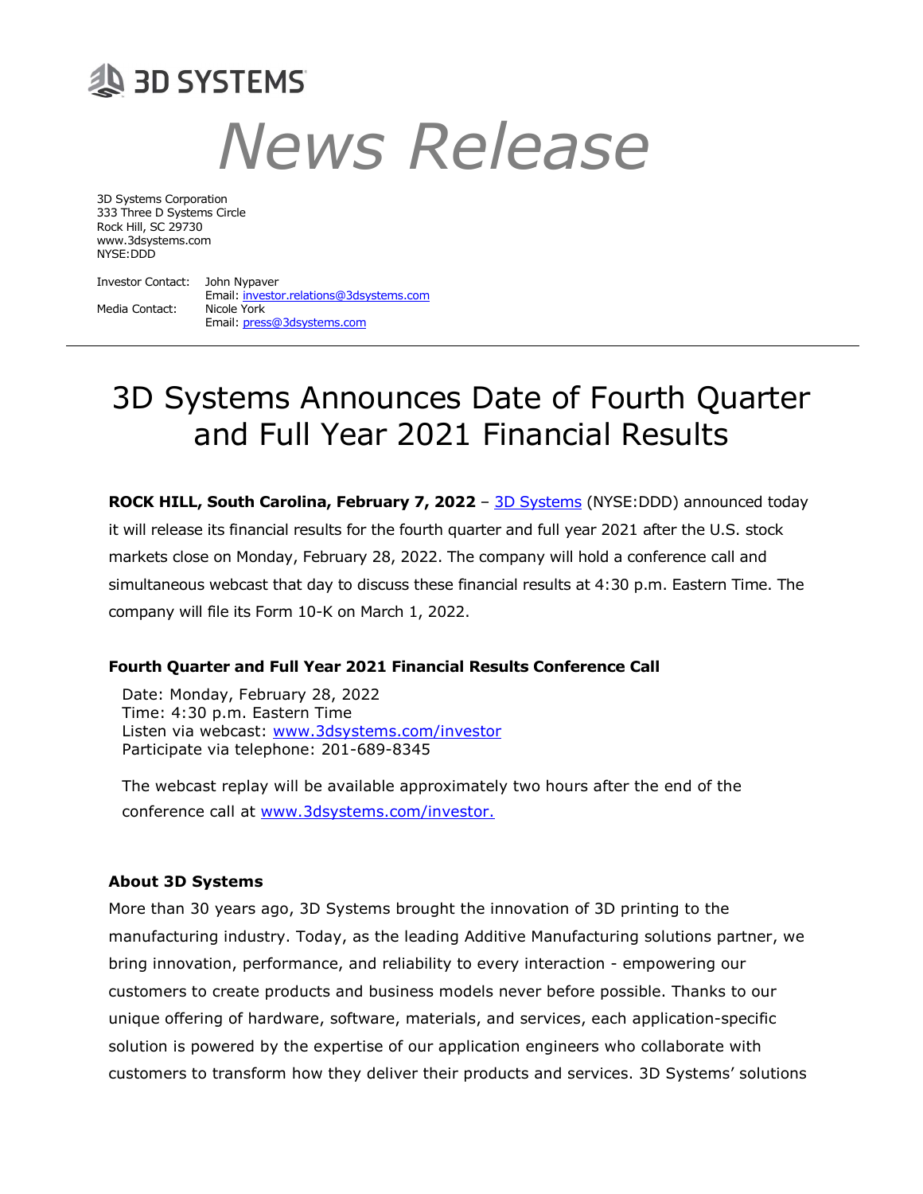**3D SYSTEMS**

# *News Release*

3D Systems Corporation
333 Three D Systems Circle
Rock Hill, SC 29730
www.3dsystems.com
NYSE:DDD

Investor Contact: John Nypaver
Email: investor.relations@3dsystems.com
Media Contact: Nicole York
Email: press@3dsystems.com

---

# 3D Systems Announces Date of Fourth Quarter and Full Year 2021 Financial Results

**ROCK HILL, South Carolina, February 7, 2022** – 3D Systems (NYSE:DDD) announced today it will release its financial results for the fourth quarter and full year 2021 after the U.S. stock markets close on Monday, February 28, 2022. The company will hold a conference call and simultaneous webcast that day to discuss these financial results at 4:30 p.m. Eastern Time. The company will file its Form 10-K on March 1, 2022.

### Fourth Quarter and Full Year 2021 Financial Results Conference Call

Date: Monday, February 28, 2022
Time: 4:30 p.m. Eastern Time
Listen via webcast: www.3dsystems.com/investor
Participate via telephone: 201-689-8345

The webcast replay will be available approximately two hours after the end of the conference call at www.3dsystems.com/investor.

### About 3D Systems

More than 30 years ago, 3D Systems brought the innovation of 3D printing to the manufacturing industry. Today, as the leading Additive Manufacturing solutions partner, we bring innovation, performance, and reliability to every interaction - empowering our customers to create products and business models never before possible. Thanks to our unique offering of hardware, software, materials, and services, each application-specific solution is powered by the expertise of our application engineers who collaborate with customers to transform how they deliver their products and services. 3D Systems' solutions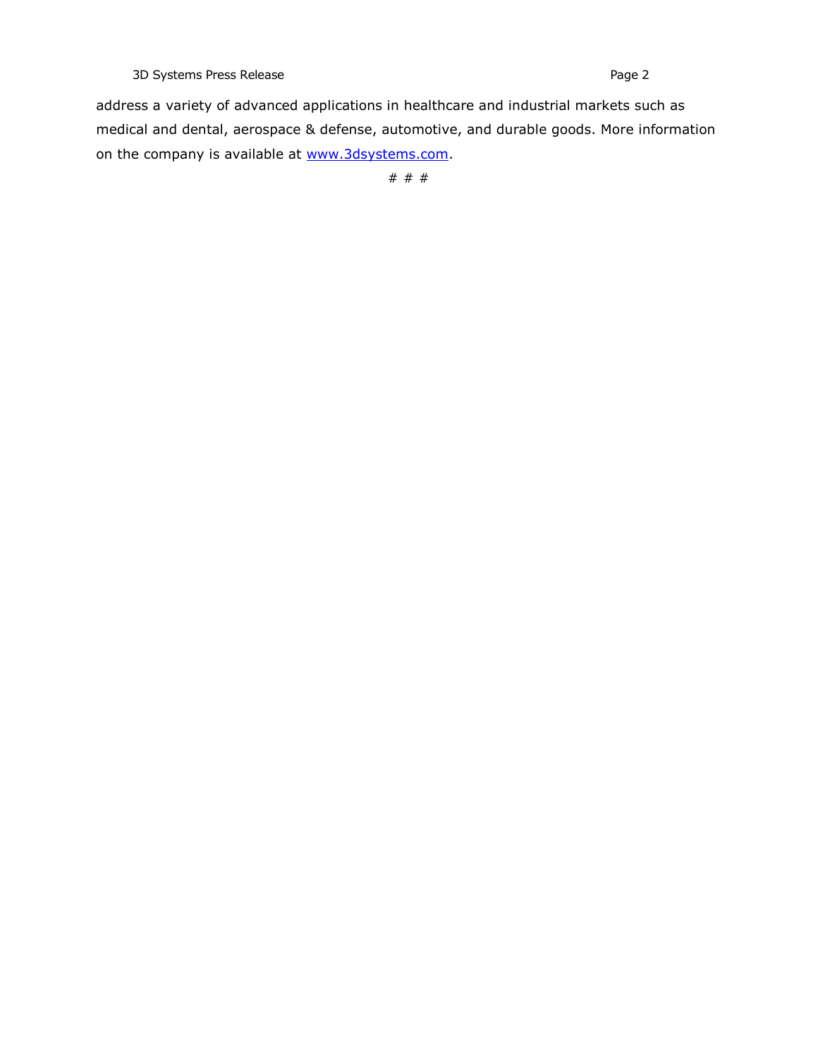address a variety of advanced applications in healthcare and industrial markets such as medical and dental, aerospace & defense, automotive, and durable goods. More information on the company is available at [www.3dsystems.com](http://www.3dsystems.com).

# # #